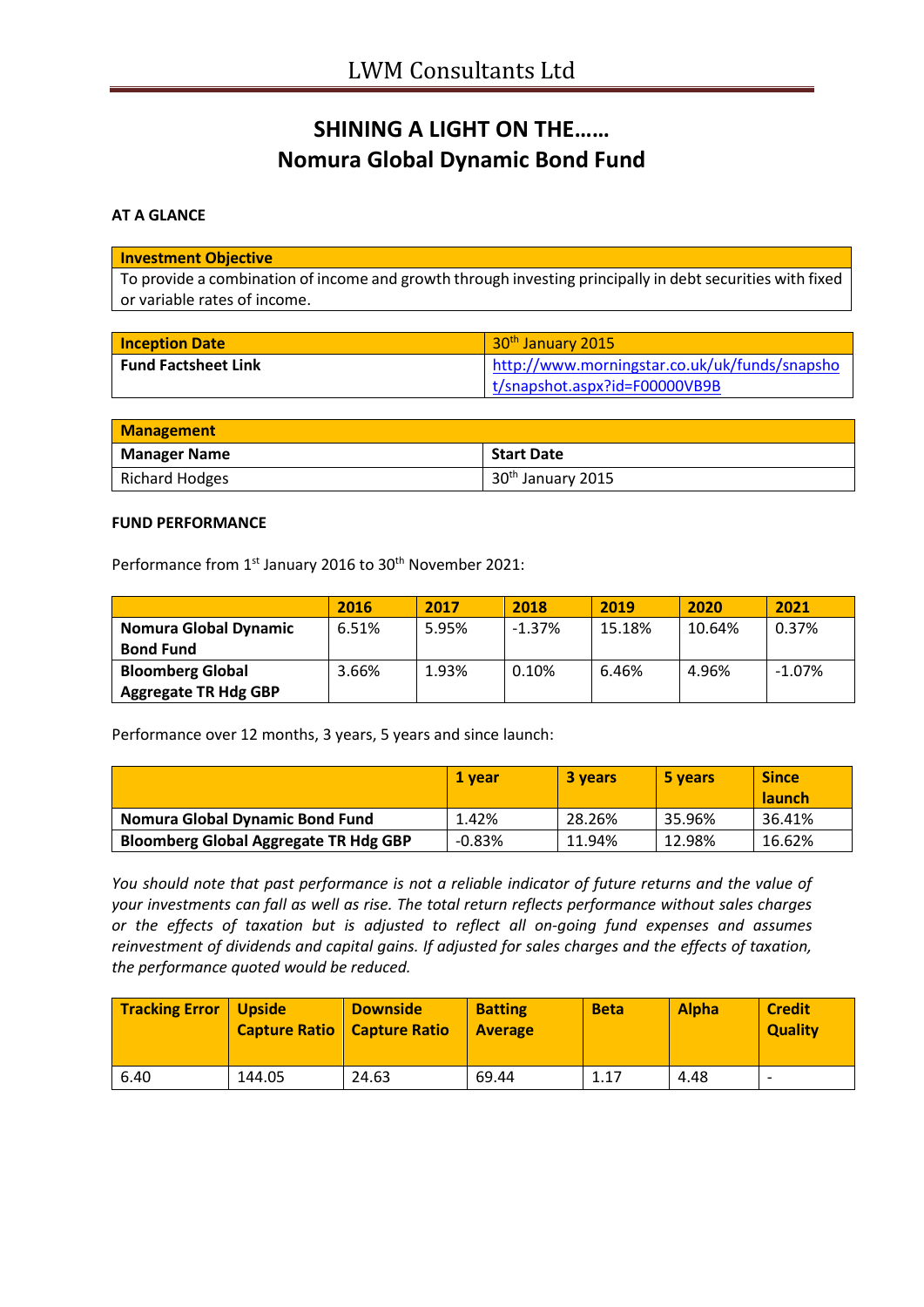# SHINING A LIGHT ON THE……
# Nomura Global Dynamic Bond Fund

**AT A GLANCE**

| **Investment Objective** |
| --- |
| To provide a combination of income and growth through investing principally in debt securities with fixed or variable rates of income. |

| **Inception Date** | 30th January 2015 |
| --- | --- |
| **Fund Factsheet Link** | http://www.morningstar.co.uk/uk/funds/snapshot/snapshot.aspx?id=F00000VB9B |

| **Management** | |
| --- | --- |
| **Manager Name** | **Start Date** |
| Richard Hodges | 30th January 2015 |

**FUND PERFORMANCE**

Performance from 1st January 2016 to 30th November 2021:

| | 2016 | 2017 | 2018 | 2019 | 2020 | 2021 |
| --- | --- | --- | --- | --- | --- | --- |
| **Nomura Global Dynamic Bond Fund** | 6.51% | 5.95% | -1.37% | 15.18% | 10.64% | 0.37% |
| **Bloomberg Global Aggregate TR Hdg GBP** | 3.66% | 1.93% | 0.10% | 6.46% | 4.96% | -1.07% |

Performance over 12 months, 3 years, 5 years and since launch:

| | 1 year | 3 years | 5 years | Since launch |
| --- | --- | --- | --- | --- |
| **Nomura Global Dynamic Bond Fund** | 1.42% | 28.26% | 35.96% | 36.41% |
| **Bloomberg Global Aggregate TR Hdg GBP** | -0.83% | 11.94% | 12.98% | 16.62% |

*You should note that past performance is not a reliable indicator of future returns and the value of your investments can fall as well as rise. The total return reflects performance without sales charges or the effects of taxation but is adjusted to reflect all on-going fund expenses and assumes reinvestment of dividends and capital gains. If adjusted for sales charges and the effects of taxation, the performance quoted would be reduced.*

| Tracking Error | Upside Capture Ratio | Downside Capture Ratio | Batting Average | Beta | Alpha | Credit Quality |
| --- | --- | --- | --- | --- | --- | --- |
| 6.40 | 144.05 | 24.63 | 69.44 | 1.17 | 4.48 | - |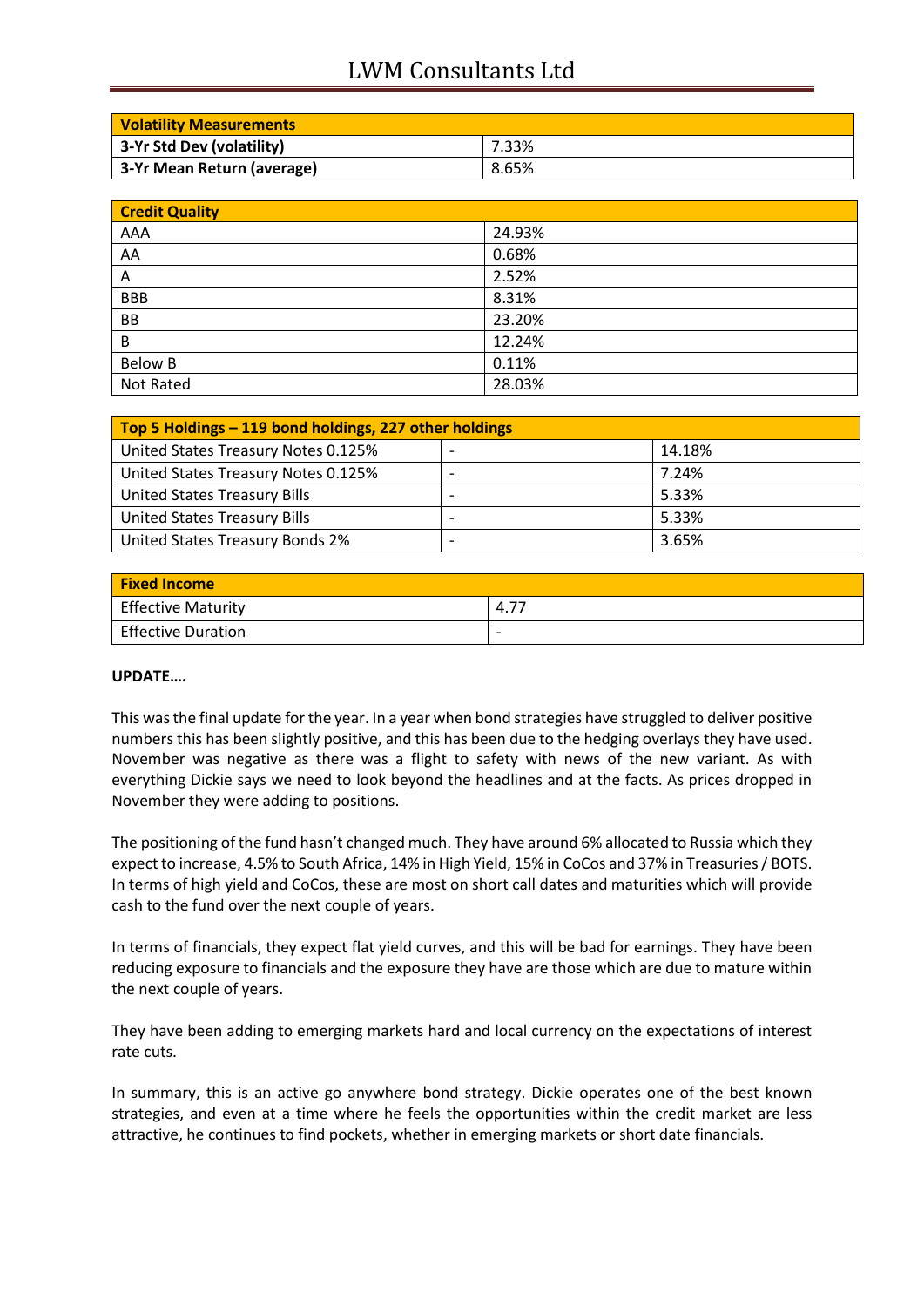| Volatility Measurements | |
|---|---|
| 3-Yr Std Dev (volatility) | 7.33% |
| 3-Yr Mean Return (average) | 8.65% |

| Credit Quality | |
|---|---|
| AAA | 24.93% |
| AA | 0.68% |
| A | 2.52% |
| BBB | 8.31% |
| BB | 23.20% |
| B | 12.24% |
| Below B | 0.11% |
| Not Rated | 28.03% |

| Top 5 Holdings – 119 bond holdings, 227 other holdings | | |
|---|---|---|
| United States Treasury Notes 0.125% | - | 14.18% |
| United States Treasury Notes 0.125% | - | 7.24% |
| United States Treasury Bills | - | 5.33% |
| United States Treasury Bills | - | 5.33% |
| United States Treasury Bonds 2% | - | 3.65% |

| Fixed Income | |
|---|---|
| Effective Maturity | 4.77 |
| Effective Duration | - |

**UPDATE….**

This was the final update for the year. In a year when bond strategies have struggled to deliver positive numbers this has been slightly positive, and this has been due to the hedging overlays they have used. November was negative as there was a flight to safety with news of the new variant. As with everything Dickie says we need to look beyond the headlines and at the facts. As prices dropped in November they were adding to positions.

The positioning of the fund hasn't changed much. They have around 6% allocated to Russia which they expect to increase, 4.5% to South Africa, 14% in High Yield, 15% in CoCos and 37% in Treasuries / BOTS. In terms of high yield and CoCos, these are most on short call dates and maturities which will provide cash to the fund over the next couple of years.

In terms of financials, they expect flat yield curves, and this will be bad for earnings. They have been reducing exposure to financials and the exposure they have are those which are due to mature within the next couple of years.

They have been adding to emerging markets hard and local currency on the expectations of interest rate cuts.

In summary, this is an active go anywhere bond strategy. Dickie operates one of the best known strategies, and even at a time where he feels the opportunities within the credit market are less attractive, he continues to find pockets, whether in emerging markets or short date financials.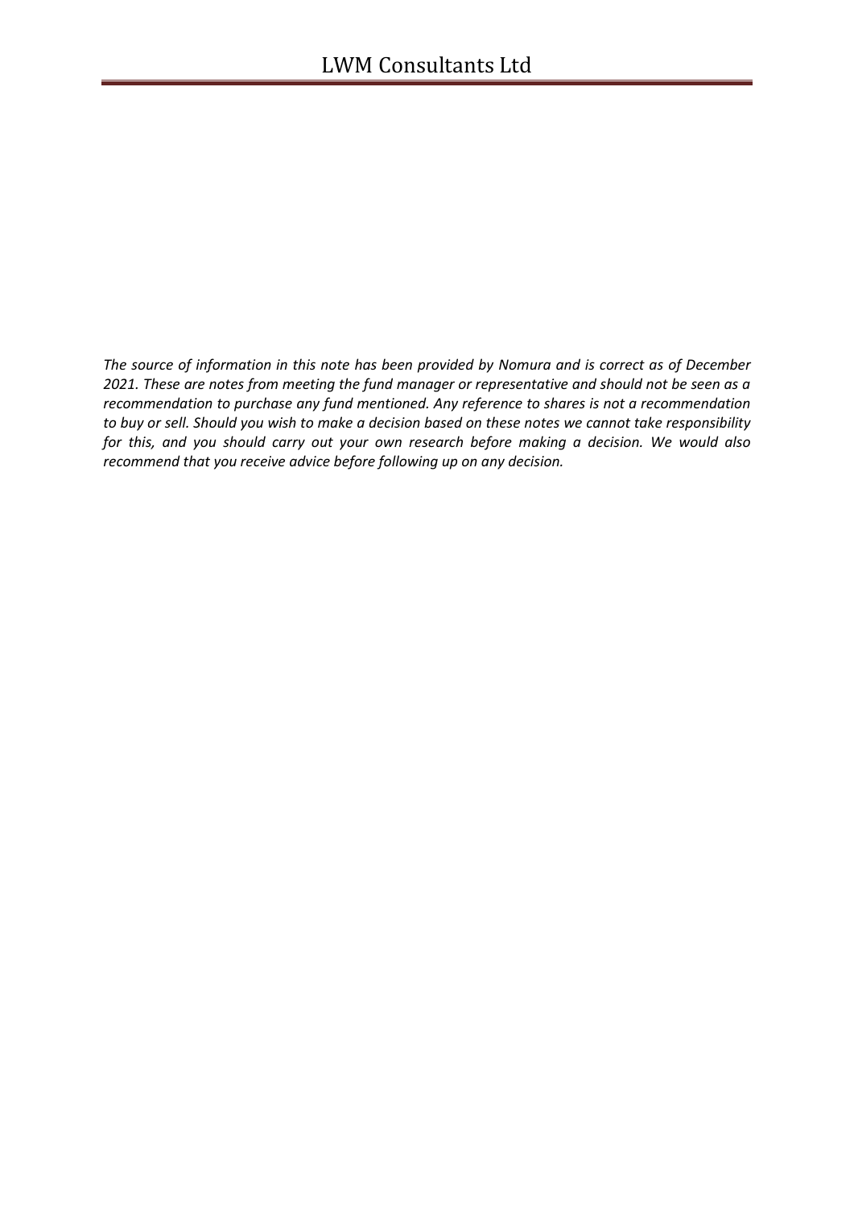*The source of information in this note has been provided by Nomura and is correct as of December 2021. These are notes from meeting the fund manager or representative and should not be seen as a recommendation to purchase any fund mentioned. Any reference to shares is not a recommendation to buy or sell. Should you wish to make a decision based on these notes we cannot take responsibility for this, and you should carry out your own research before making a decision. We would also recommend that you receive advice before following up on any decision.*